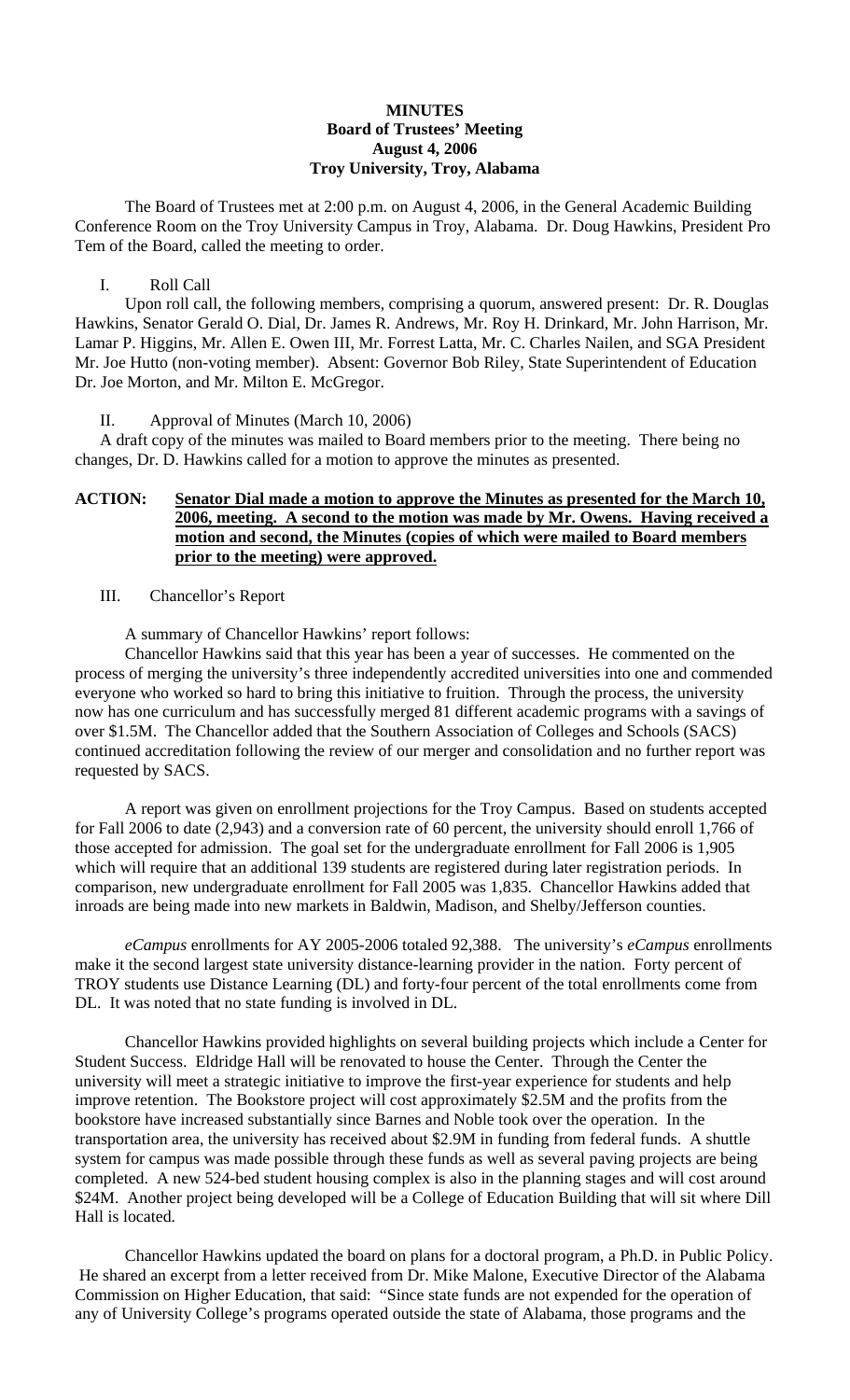**MINUTES**
**Board of Trustees' Meeting**
**August 4, 2006**
**Troy University, Troy, Alabama**

The Board of Trustees met at 2:00 p.m. on August 4, 2006, in the General Academic Building Conference Room on the Troy University Campus in Troy, Alabama. Dr. Doug Hawkins, President Pro Tem of the Board, called the meeting to order.

I. Roll Call

Upon roll call, the following members, comprising a quorum, answered present: Dr. R. Douglas Hawkins, Senator Gerald O. Dial, Dr. James R. Andrews, Mr. Roy H. Drinkard, Mr. John Harrison, Mr. Lamar P. Higgins, Mr. Allen E. Owen III, Mr. Forrest Latta, Mr. C. Charles Nailen, and SGA President Mr. Joe Hutto (non-voting member). Absent: Governor Bob Riley, State Superintendent of Education Dr. Joe Morton, and Mr. Milton E. McGregor.

II. Approval of Minutes (March 10, 2006)

A draft copy of the minutes was mailed to Board members prior to the meeting. There being no changes, Dr. D. Hawkins called for a motion to approve the minutes as presented.

**ACTION:** **Senator Dial made a motion to approve the Minutes as presented for the March 10, 2006, meeting. A second to the motion was made by Mr. Owens. Having received a motion and second, the Minutes (copies of which were mailed to Board members prior to the meeting) were approved.**

III. Chancellor's Report

A summary of Chancellor Hawkins' report follows:

Chancellor Hawkins said that this year has been a year of successes. He commented on the process of merging the university's three independently accredited universities into one and commended everyone who worked so hard to bring this initiative to fruition. Through the process, the university now has one curriculum and has successfully merged 81 different academic programs with a savings of over $1.5M. The Chancellor added that the Southern Association of Colleges and Schools (SACS) continued accreditation following the review of our merger and consolidation and no further report was requested by SACS.

A report was given on enrollment projections for the Troy Campus. Based on students accepted for Fall 2006 to date (2,943) and a conversion rate of 60 percent, the university should enroll 1,766 of those accepted for admission. The goal set for the undergraduate enrollment for Fall 2006 is 1,905 which will require that an additional 139 students are registered during later registration periods. In comparison, new undergraduate enrollment for Fall 2005 was 1,835. Chancellor Hawkins added that inroads are being made into new markets in Baldwin, Madison, and Shelby/Jefferson counties.

*eCampus* enrollments for AY 2005-2006 totaled 92,388. The university's *eCampus* enrollments make it the second largest state university distance-learning provider in the nation. Forty percent of TROY students use Distance Learning (DL) and forty-four percent of the total enrollments come from DL. It was noted that no state funding is involved in DL.

Chancellor Hawkins provided highlights on several building projects which include a Center for Student Success. Eldridge Hall will be renovated to house the Center. Through the Center the university will meet a strategic initiative to improve the first-year experience for students and help improve retention. The Bookstore project will cost approximately $2.5M and the profits from the bookstore have increased substantially since Barnes and Noble took over the operation. In the transportation area, the university has received about $2.9M in funding from federal funds. A shuttle system for campus was made possible through these funds as well as several paving projects are being completed. A new 524-bed student housing complex is also in the planning stages and will cost around $24M. Another project being developed will be a College of Education Building that will sit where Dill Hall is located.

Chancellor Hawkins updated the board on plans for a doctoral program, a Ph.D. in Public Policy. He shared an excerpt from a letter received from Dr. Mike Malone, Executive Director of the Alabama Commission on Higher Education, that said: "Since state funds are not expended for the operation of any of University College's programs operated outside the state of Alabama, those programs and the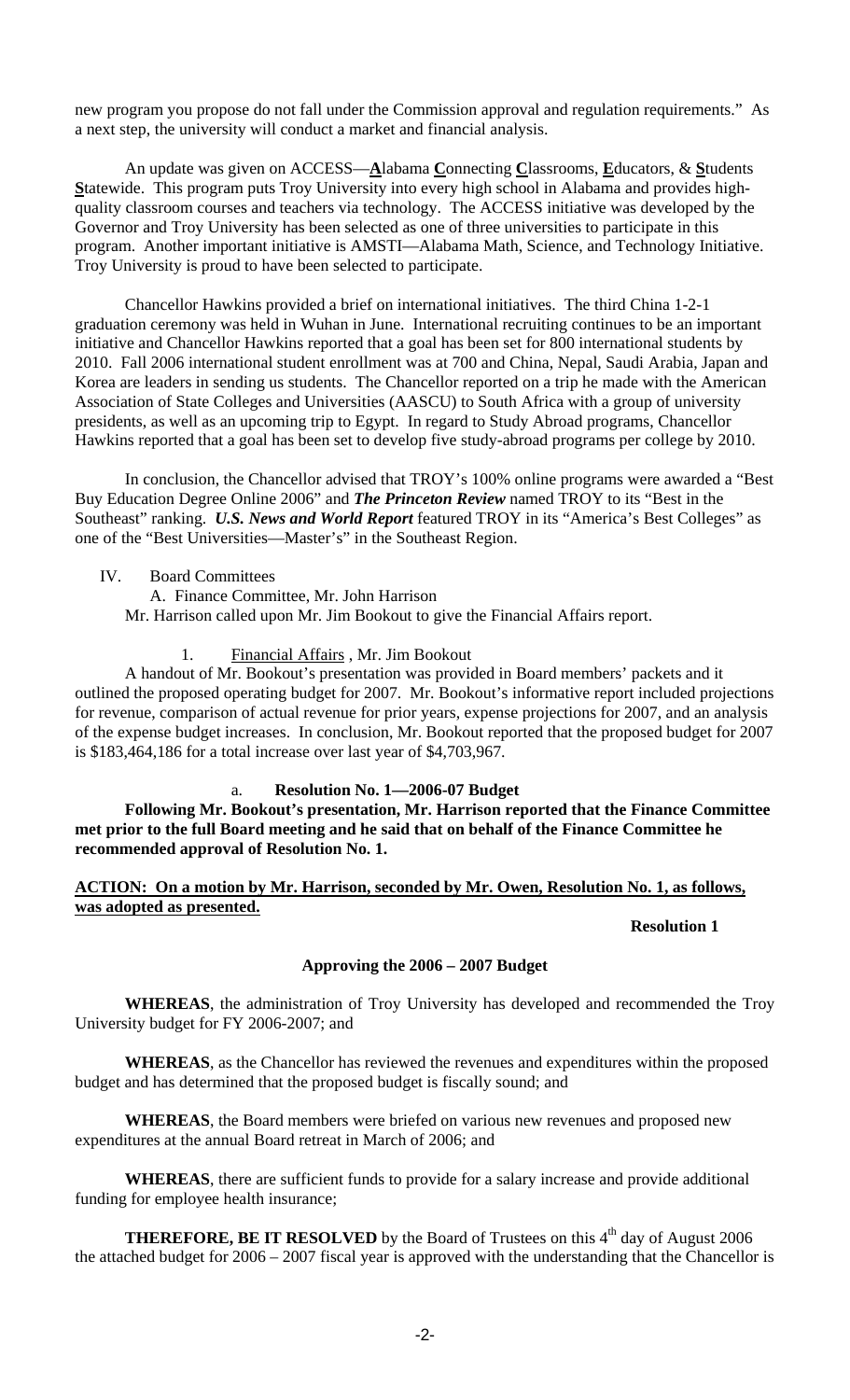new program you propose do not fall under the Commission approval and regulation requirements." As a next step, the university will conduct a market and financial analysis.

An update was given on ACCESS—**A**labama **C**onnecting **C**lassrooms, **E**ducators, & **S**tudents **S**tatewide. This program puts Troy University into every high school in Alabama and provides high-quality classroom courses and teachers via technology. The ACCESS initiative was developed by the Governor and Troy University has been selected as one of three universities to participate in this program. Another important initiative is AMSTI—Alabama Math, Science, and Technology Initiative. Troy University is proud to have been selected to participate.

Chancellor Hawkins provided a brief on international initiatives. The third China 1-2-1 graduation ceremony was held in Wuhan in June. International recruiting continues to be an important initiative and Chancellor Hawkins reported that a goal has been set for 800 international students by 2010. Fall 2006 international student enrollment was at 700 and China, Nepal, Saudi Arabia, Japan and Korea are leaders in sending us students. The Chancellor reported on a trip he made with the American Association of State Colleges and Universities (AASCU) to South Africa with a group of university presidents, as well as an upcoming trip to Egypt. In regard to Study Abroad programs, Chancellor Hawkins reported that a goal has been set to develop five study-abroad programs per college by 2010.

In conclusion, the Chancellor advised that TROY's 100% online programs were awarded a "Best Buy Education Degree Online 2006" and ***The Princeton Review*** named TROY to its "Best in the Southeast" ranking. ***U.S. News and World Report*** featured TROY in its "America's Best Colleges" as one of the "Best Universities—Master's" in the Southeast Region.

IV. Board Committees

A. Finance Committee, Mr. John Harrison

Mr. Harrison called upon Mr. Jim Bookout to give the Financial Affairs report.

1. Financial Affairs , Mr. Jim Bookout

A handout of Mr. Bookout's presentation was provided in Board members' packets and it outlined the proposed operating budget for 2007. Mr. Bookout's informative report included projections for revenue, comparison of actual revenue for prior years, expense projections for 2007, and an analysis of the expense budget increases. In conclusion, Mr. Bookout reported that the proposed budget for 2007 is $183,464,186 for a total increase over last year of $4,703,967.

a. **Resolution No. 1—2006-07 Budget**

**Following Mr. Bookout's presentation, Mr. Harrison reported that the Finance Committee met prior to the full Board meeting and he said that on behalf of the Finance Committee he recommended approval of Resolution No. 1.**

**ACTION: On a motion by Mr. Harrison, seconded by Mr. Owen, Resolution No. 1, as follows, was adopted as presented.**

**Resolution 1**

**Approving the 2006 – 2007 Budget**

**WHEREAS**, the administration of Troy University has developed and recommended the Troy University budget for FY 2006-2007; and

**WHEREAS**, as the Chancellor has reviewed the revenues and expenditures within the proposed budget and has determined that the proposed budget is fiscally sound; and

**WHEREAS**, the Board members were briefed on various new revenues and proposed new expenditures at the annual Board retreat in March of 2006; and

**WHEREAS**, there are sufficient funds to provide for a salary increase and provide additional funding for employee health insurance;

**THEREFORE, BE IT RESOLVED** by the Board of Trustees on this 4th day of August 2006 the attached budget for 2006 – 2007 fiscal year is approved with the understanding that the Chancellor is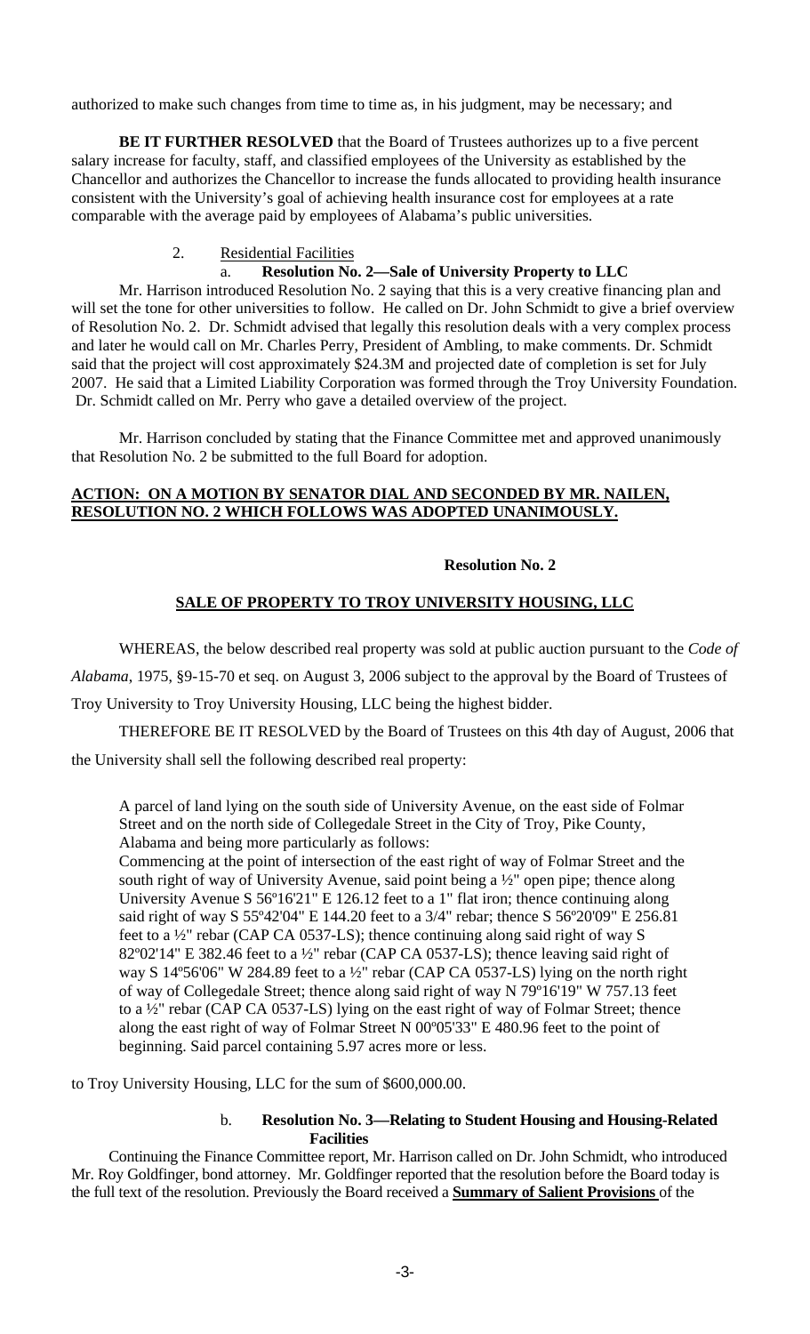authorized to make such changes from time to time as, in his judgment, may be necessary; and

**BE IT FURTHER RESOLVED** that the Board of Trustees authorizes up to a five percent salary increase for faculty, staff, and classified employees of the University as established by the Chancellor and authorizes the Chancellor to increase the funds allocated to providing health insurance consistent with the University's goal of achieving health insurance cost for employees at a rate comparable with the average paid by employees of Alabama's public universities.

2. Residential Facilities

a. **Resolution No. 2—Sale of University Property to LLC**

Mr. Harrison introduced Resolution No. 2 saying that this is a very creative financing plan and will set the tone for other universities to follow. He called on Dr. John Schmidt to give a brief overview of Resolution No. 2. Dr. Schmidt advised that legally this resolution deals with a very complex process and later he would call on Mr. Charles Perry, President of Ambling, to make comments. Dr. Schmidt said that the project will cost approximately $24.3M and projected date of completion is set for July 2007. He said that a Limited Liability Corporation was formed through the Troy University Foundation. Dr. Schmidt called on Mr. Perry who gave a detailed overview of the project.

Mr. Harrison concluded by stating that the Finance Committee met and approved unanimously that Resolution No. 2 be submitted to the full Board for adoption.

**ACTION: ON A MOTION BY SENATOR DIAL AND SECONDED BY MR. NAILEN, RESOLUTION NO. 2 WHICH FOLLOWS WAS ADOPTED UNANIMOUSLY.**

**Resolution No. 2**

**SALE OF PROPERTY TO TROY UNIVERSITY HOUSING, LLC**

WHEREAS, the below described real property was sold at public auction pursuant to the *Code of Alabama*, 1975, §9-15-70 et seq. on August 3, 2006 subject to the approval by the Board of Trustees of Troy University to Troy University Housing, LLC being the highest bidder.

THEREFORE BE IT RESOLVED by the Board of Trustees on this 4th day of August, 2006 that the University shall sell the following described real property:

> A parcel of land lying on the south side of University Avenue, on the east side of Folmar Street and on the north side of Collegedale Street in the City of Troy, Pike County, Alabama and being more particularly as follows:
>
> Commencing at the point of intersection of the east right of way of Folmar Street and the south right of way of University Avenue, said point being a ½" open pipe; thence along University Avenue S 56º16'21" E 126.12 feet to a 1" flat iron; thence continuing along said right of way S 55º42'04" E 144.20 feet to a 3/4" rebar; thence S 56º20'09" E 256.81 feet to a ½" rebar (CAP CA 0537-LS); thence continuing along said right of way S 82º02'14" E 382.46 feet to a ½" rebar (CAP CA 0537-LS); thence leaving said right of way S 14º56'06" W 284.89 feet to a ½" rebar (CAP CA 0537-LS) lying on the north right of way of Collegedale Street; thence along said right of way N 79º16'19" W 757.13 feet to a ½" rebar (CAP CA 0537-LS) lying on the east right of way of Folmar Street; thence along the east right of way of Folmar Street N 00º05'33" E 480.96 feet to the point of beginning. Said parcel containing 5.97 acres more or less.

to Troy University Housing, LLC for the sum of $600,000.00.

b. **Resolution No. 3—Relating to Student Housing and Housing-Related Facilities**

Continuing the Finance Committee report, Mr. Harrison called on Dr. John Schmidt, who introduced Mr. Roy Goldfinger, bond attorney. Mr. Goldfinger reported that the resolution before the Board today is the full text of the resolution. Previously the Board received a **Summary of Salient Provisions** of the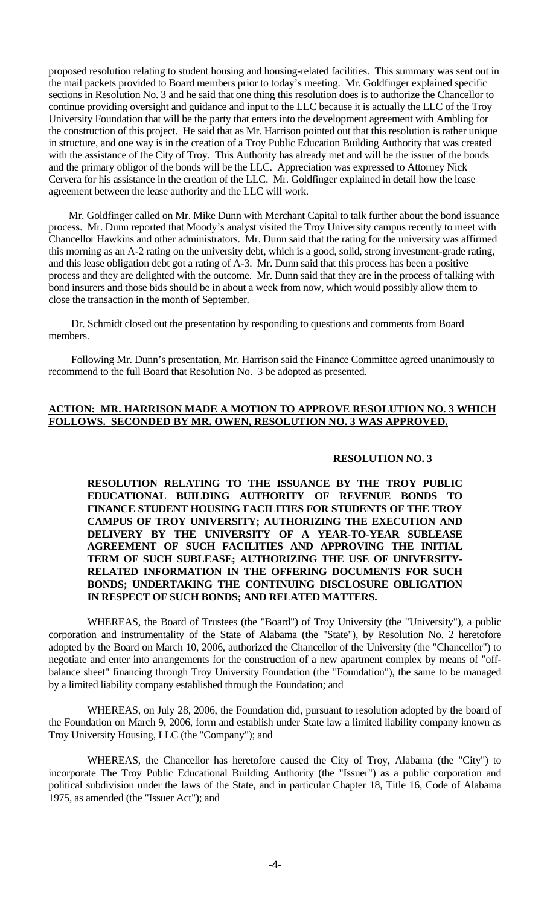proposed resolution relating to student housing and housing-related facilities. This summary was sent out in the mail packets provided to Board members prior to today's meeting. Mr. Goldfinger explained specific sections in Resolution No. 3 and he said that one thing this resolution does is to authorize the Chancellor to continue providing oversight and guidance and input to the LLC because it is actually the LLC of the Troy University Foundation that will be the party that enters into the development agreement with Ambling for the construction of this project. He said that as Mr. Harrison pointed out that this resolution is rather unique in structure, and one way is in the creation of a Troy Public Education Building Authority that was created with the assistance of the City of Troy. This Authority has already met and will be the issuer of the bonds and the primary obligor of the bonds will be the LLC. Appreciation was expressed to Attorney Nick Cervera for his assistance in the creation of the LLC. Mr. Goldfinger explained in detail how the lease agreement between the lease authority and the LLC will work.

Mr. Goldfinger called on Mr. Mike Dunn with Merchant Capital to talk further about the bond issuance process. Mr. Dunn reported that Moody's analyst visited the Troy University campus recently to meet with Chancellor Hawkins and other administrators. Mr. Dunn said that the rating for the university was affirmed this morning as an A-2 rating on the university debt, which is a good, solid, strong investment-grade rating, and this lease obligation debt got a rating of A-3. Mr. Dunn said that this process has been a positive process and they are delighted with the outcome. Mr. Dunn said that they are in the process of talking with bond insurers and those bids should be in about a week from now, which would possibly allow them to close the transaction in the month of September.

Dr. Schmidt closed out the presentation by responding to questions and comments from Board members.

Following Mr. Dunn's presentation, Mr. Harrison said the Finance Committee agreed unanimously to recommend to the full Board that Resolution No. 3 be adopted as presented.

**ACTION: MR. HARRISON MADE A MOTION TO APPROVE RESOLUTION NO. 3 WHICH FOLLOWS. SECONDED BY MR. OWEN, RESOLUTION NO. 3 WAS APPROVED.**

**RESOLUTION NO. 3**

**RESOLUTION RELATING TO THE ISSUANCE BY THE TROY PUBLIC EDUCATIONAL BUILDING AUTHORITY OF REVENUE BONDS TO FINANCE STUDENT HOUSING FACILITIES FOR STUDENTS OF THE TROY CAMPUS OF TROY UNIVERSITY; AUTHORIZING THE EXECUTION AND DELIVERY BY THE UNIVERSITY OF A YEAR-TO-YEAR SUBLEASE AGREEMENT OF SUCH FACILITIES AND APPROVING THE INITIAL TERM OF SUCH SUBLEASE; AUTHORIZING THE USE OF UNIVERSITY-RELATED INFORMATION IN THE OFFERING DOCUMENTS FOR SUCH BONDS; UNDERTAKING THE CONTINUING DISCLOSURE OBLIGATION IN RESPECT OF SUCH BONDS; AND RELATED MATTERS.**

WHEREAS, the Board of Trustees (the "Board") of Troy University (the "University"), a public corporation and instrumentality of the State of Alabama (the "State"), by Resolution No. 2 heretofore adopted by the Board on March 10, 2006, authorized the Chancellor of the University (the "Chancellor") to negotiate and enter into arrangements for the construction of a new apartment complex by means of "off-balance sheet" financing through Troy University Foundation (the "Foundation"), the same to be managed by a limited liability company established through the Foundation; and

WHEREAS, on July 28, 2006, the Foundation did, pursuant to resolution adopted by the board of the Foundation on March 9, 2006, form and establish under State law a limited liability company known as Troy University Housing, LLC (the "Company"); and

WHEREAS, the Chancellor has heretofore caused the City of Troy, Alabama (the "City") to incorporate The Troy Public Educational Building Authority (the "Issuer") as a public corporation and political subdivision under the laws of the State, and in particular Chapter 18, Title 16, Code of Alabama 1975, as amended (the "Issuer Act"); and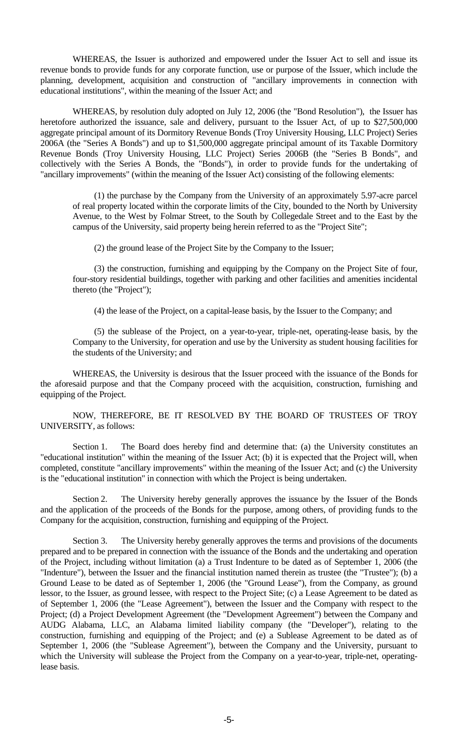WHEREAS, the Issuer is authorized and empowered under the Issuer Act to sell and issue its revenue bonds to provide funds for any corporate function, use or purpose of the Issuer, which include the planning, development, acquisition and construction of "ancillary improvements in connection with educational institutions", within the meaning of the Issuer Act; and

WHEREAS, by resolution duly adopted on July 12, 2006 (the "Bond Resolution"), the Issuer has heretofore authorized the issuance, sale and delivery, pursuant to the Issuer Act, of up to \$27,500,000 aggregate principal amount of its Dormitory Revenue Bonds (Troy University Housing, LLC Project) Series 2006A (the "Series A Bonds") and up to \$1,500,000 aggregate principal amount of its Taxable Dormitory Revenue Bonds (Troy University Housing, LLC Project) Series 2006B (the "Series B Bonds", and collectively with the Series A Bonds, the "Bonds"), in order to provide funds for the undertaking of "ancillary improvements" (within the meaning of the Issuer Act) consisting of the following elements:

(1) the purchase by the Company from the University of an approximately 5.97-acre parcel of real property located within the corporate limits of the City, bounded to the North by University Avenue, to the West by Folmar Street, to the South by Collegedale Street and to the East by the campus of the University, said property being herein referred to as the "Project Site";

(2) the ground lease of the Project Site by the Company to the Issuer;

(3) the construction, furnishing and equipping by the Company on the Project Site of four, four-story residential buildings, together with parking and other facilities and amenities incidental thereto (the "Project");

(4) the lease of the Project, on a capital-lease basis, by the Issuer to the Company; and

(5) the sublease of the Project, on a year-to-year, triple-net, operating-lease basis, by the Company to the University, for operation and use by the University as student housing facilities for the students of the University; and

WHEREAS, the University is desirous that the Issuer proceed with the issuance of the Bonds for the aforesaid purpose and that the Company proceed with the acquisition, construction, furnishing and equipping of the Project.

NOW, THEREFORE, BE IT RESOLVED BY THE BOARD OF TRUSTEES OF TROY UNIVERSITY, as follows:

Section 1. The Board does hereby find and determine that: (a) the University constitutes an "educational institution" within the meaning of the Issuer Act; (b) it is expected that the Project will, when completed, constitute "ancillary improvements" within the meaning of the Issuer Act; and (c) the University is the "educational institution" in connection with which the Project is being undertaken.

Section 2. The University hereby generally approves the issuance by the Issuer of the Bonds and the application of the proceeds of the Bonds for the purpose, among others, of providing funds to the Company for the acquisition, construction, furnishing and equipping of the Project.

Section 3. The University hereby generally approves the terms and provisions of the documents prepared and to be prepared in connection with the issuance of the Bonds and the undertaking and operation of the Project, including without limitation (a) a Trust Indenture to be dated as of September 1, 2006 (the "Indenture"), between the Issuer and the financial institution named therein as trustee (the "Trustee"); (b) a Ground Lease to be dated as of September 1, 2006 (the "Ground Lease"), from the Company, as ground lessor, to the Issuer, as ground lessee, with respect to the Project Site; (c) a Lease Agreement to be dated as of September 1, 2006 (the "Lease Agreement"), between the Issuer and the Company with respect to the Project; (d) a Project Development Agreement (the "Development Agreement") between the Company and AUDG Alabama, LLC, an Alabama limited liability company (the "Developer"), relating to the construction, furnishing and equipping of the Project; and (e) a Sublease Agreement to be dated as of September 1, 2006 (the "Sublease Agreement"), between the Company and the University, pursuant to which the University will sublease the Project from the Company on a year-to-year, triple-net, operating-lease basis.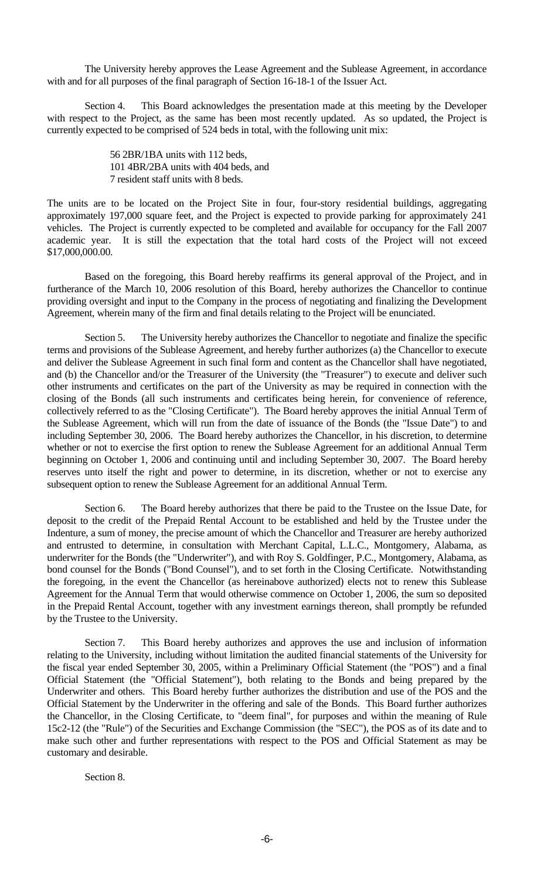The University hereby approves the Lease Agreement and the Sublease Agreement, in accordance with and for all purposes of the final paragraph of Section 16-18-1 of the Issuer Act.

Section 4. This Board acknowledges the presentation made at this meeting by the Developer with respect to the Project, as the same has been most recently updated. As so updated, the Project is currently expected to be comprised of 524 beds in total, with the following unit mix:

56 2BR/1BA units with 112 beds,  
101 4BR/2BA units with 404 beds, and  
7 resident staff units with 8 beds.

The units are to be located on the Project Site in four, four-story residential buildings, aggregating approximately 197,000 square feet, and the Project is expected to provide parking for approximately 241 vehicles. The Project is currently expected to be completed and available for occupancy for the Fall 2007 academic year. It is still the expectation that the total hard costs of the Project will not exceed \$17,000,000.00.

Based on the foregoing, this Board hereby reaffirms its general approval of the Project, and in furtherance of the March 10, 2006 resolution of this Board, hereby authorizes the Chancellor to continue providing oversight and input to the Company in the process of negotiating and finalizing the Development Agreement, wherein many of the firm and final details relating to the Project will be enunciated.

Section 5. The University hereby authorizes the Chancellor to negotiate and finalize the specific terms and provisions of the Sublease Agreement, and hereby further authorizes (a) the Chancellor to execute and deliver the Sublease Agreement in such final form and content as the Chancellor shall have negotiated, and (b) the Chancellor and/or the Treasurer of the University (the "Treasurer") to execute and deliver such other instruments and certificates on the part of the University as may be required in connection with the closing of the Bonds (all such instruments and certificates being herein, for convenience of reference, collectively referred to as the "Closing Certificate"). The Board hereby approves the initial Annual Term of the Sublease Agreement, which will run from the date of issuance of the Bonds (the "Issue Date") to and including September 30, 2006. The Board hereby authorizes the Chancellor, in his discretion, to determine whether or not to exercise the first option to renew the Sublease Agreement for an additional Annual Term beginning on October 1, 2006 and continuing until and including September 30, 2007. The Board hereby reserves unto itself the right and power to determine, in its discretion, whether or not to exercise any subsequent option to renew the Sublease Agreement for an additional Annual Term.

Section 6. The Board hereby authorizes that there be paid to the Trustee on the Issue Date, for deposit to the credit of the Prepaid Rental Account to be established and held by the Trustee under the Indenture, a sum of money, the precise amount of which the Chancellor and Treasurer are hereby authorized and entrusted to determine, in consultation with Merchant Capital, L.L.C., Montgomery, Alabama, as underwriter for the Bonds (the "Underwriter"), and with Roy S. Goldfinger, P.C., Montgomery, Alabama, as bond counsel for the Bonds ("Bond Counsel"), and to set forth in the Closing Certificate. Notwithstanding the foregoing, in the event the Chancellor (as hereinabove authorized) elects not to renew this Sublease Agreement for the Annual Term that would otherwise commence on October 1, 2006, the sum so deposited in the Prepaid Rental Account, together with any investment earnings thereon, shall promptly be refunded by the Trustee to the University.

Section 7. This Board hereby authorizes and approves the use and inclusion of information relating to the University, including without limitation the audited financial statements of the University for the fiscal year ended September 30, 2005, within a Preliminary Official Statement (the "POS") and a final Official Statement (the "Official Statement"), both relating to the Bonds and being prepared by the Underwriter and others. This Board hereby further authorizes the distribution and use of the POS and the Official Statement by the Underwriter in the offering and sale of the Bonds. This Board further authorizes the Chancellor, in the Closing Certificate, to "deem final", for purposes and within the meaning of Rule 15c2-12 (the "Rule") of the Securities and Exchange Commission (the "SEC"), the POS as of its date and to make such other and further representations with respect to the POS and Official Statement as may be customary and desirable.

Section 8.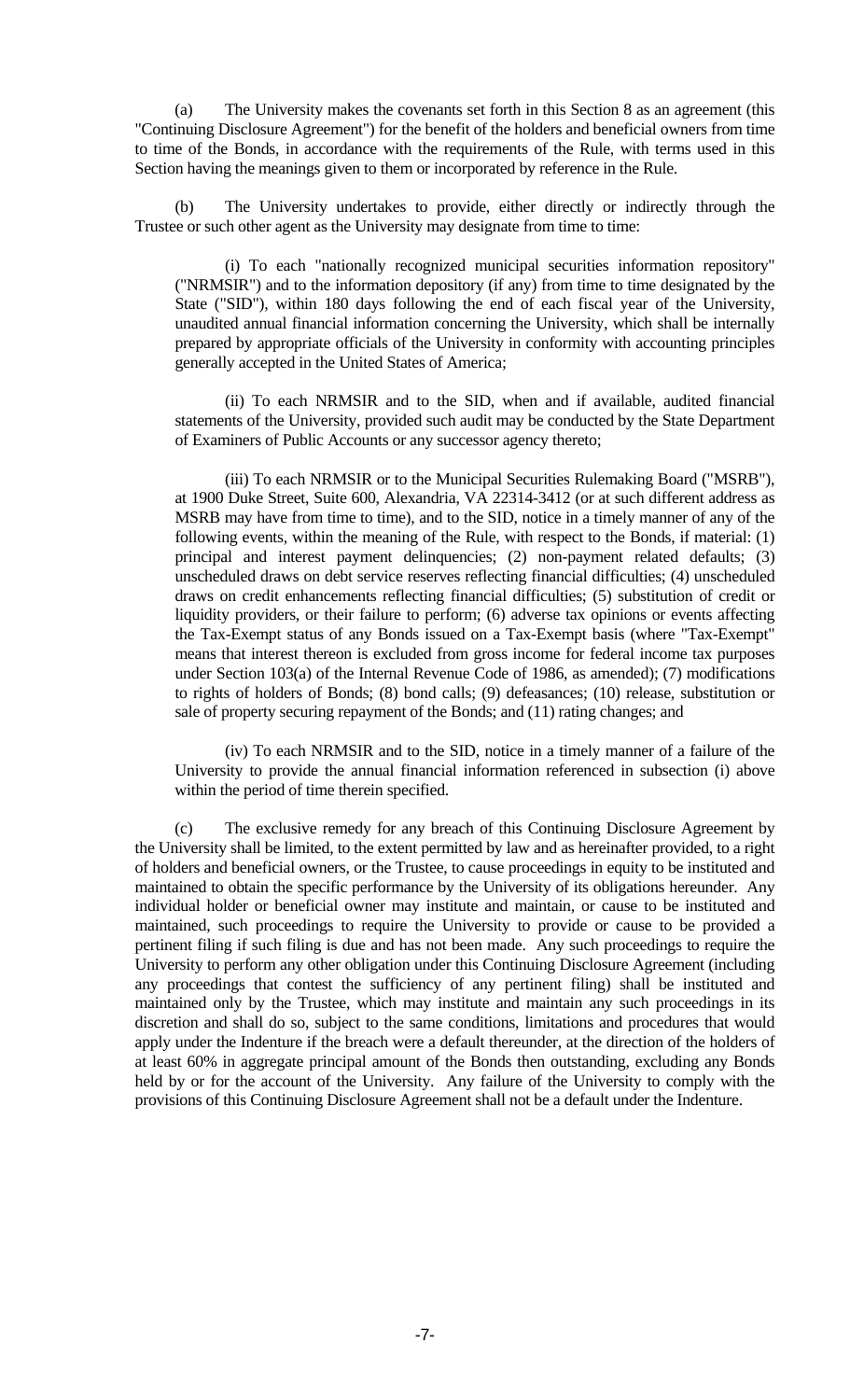(a) The University makes the covenants set forth in this Section 8 as an agreement (this "Continuing Disclosure Agreement") for the benefit of the holders and beneficial owners from time to time of the Bonds, in accordance with the requirements of the Rule, with terms used in this Section having the meanings given to them or incorporated by reference in the Rule.

(b) The University undertakes to provide, either directly or indirectly through the Trustee or such other agent as the University may designate from time to time:

(i) To each "nationally recognized municipal securities information repository" ("NRMSIR") and to the information depository (if any) from time to time designated by the State ("SID"), within 180 days following the end of each fiscal year of the University, unaudited annual financial information concerning the University, which shall be internally prepared by appropriate officials of the University in conformity with accounting principles generally accepted in the United States of America;

(ii) To each NRMSIR and to the SID, when and if available, audited financial statements of the University, provided such audit may be conducted by the State Department of Examiners of Public Accounts or any successor agency thereto;

(iii) To each NRMSIR or to the Municipal Securities Rulemaking Board ("MSRB"), at 1900 Duke Street, Suite 600, Alexandria, VA 22314-3412 (or at such different address as MSRB may have from time to time), and to the SID, notice in a timely manner of any of the following events, within the meaning of the Rule, with respect to the Bonds, if material: (1) principal and interest payment delinquencies; (2) non-payment related defaults; (3) unscheduled draws on debt service reserves reflecting financial difficulties; (4) unscheduled draws on credit enhancements reflecting financial difficulties; (5) substitution of credit or liquidity providers, or their failure to perform; (6) adverse tax opinions or events affecting the Tax-Exempt status of any Bonds issued on a Tax-Exempt basis (where "Tax-Exempt" means that interest thereon is excluded from gross income for federal income tax purposes under Section 103(a) of the Internal Revenue Code of 1986, as amended); (7) modifications to rights of holders of Bonds; (8) bond calls; (9) defeasances; (10) release, substitution or sale of property securing repayment of the Bonds; and (11) rating changes; and

(iv) To each NRMSIR and to the SID, notice in a timely manner of a failure of the University to provide the annual financial information referenced in subsection (i) above within the period of time therein specified.

(c) The exclusive remedy for any breach of this Continuing Disclosure Agreement by the University shall be limited, to the extent permitted by law and as hereinafter provided, to a right of holders and beneficial owners, or the Trustee, to cause proceedings in equity to be instituted and maintained to obtain the specific performance by the University of its obligations hereunder. Any individual holder or beneficial owner may institute and maintain, or cause to be instituted and maintained, such proceedings to require the University to provide or cause to be provided a pertinent filing if such filing is due and has not been made. Any such proceedings to require the University to perform any other obligation under this Continuing Disclosure Agreement (including any proceedings that contest the sufficiency of any pertinent filing) shall be instituted and maintained only by the Trustee, which may institute and maintain any such proceedings in its discretion and shall do so, subject to the same conditions, limitations and procedures that would apply under the Indenture if the breach were a default thereunder, at the direction of the holders of at least 60% in aggregate principal amount of the Bonds then outstanding, excluding any Bonds held by or for the account of the University. Any failure of the University to comply with the provisions of this Continuing Disclosure Agreement shall not be a default under the Indenture.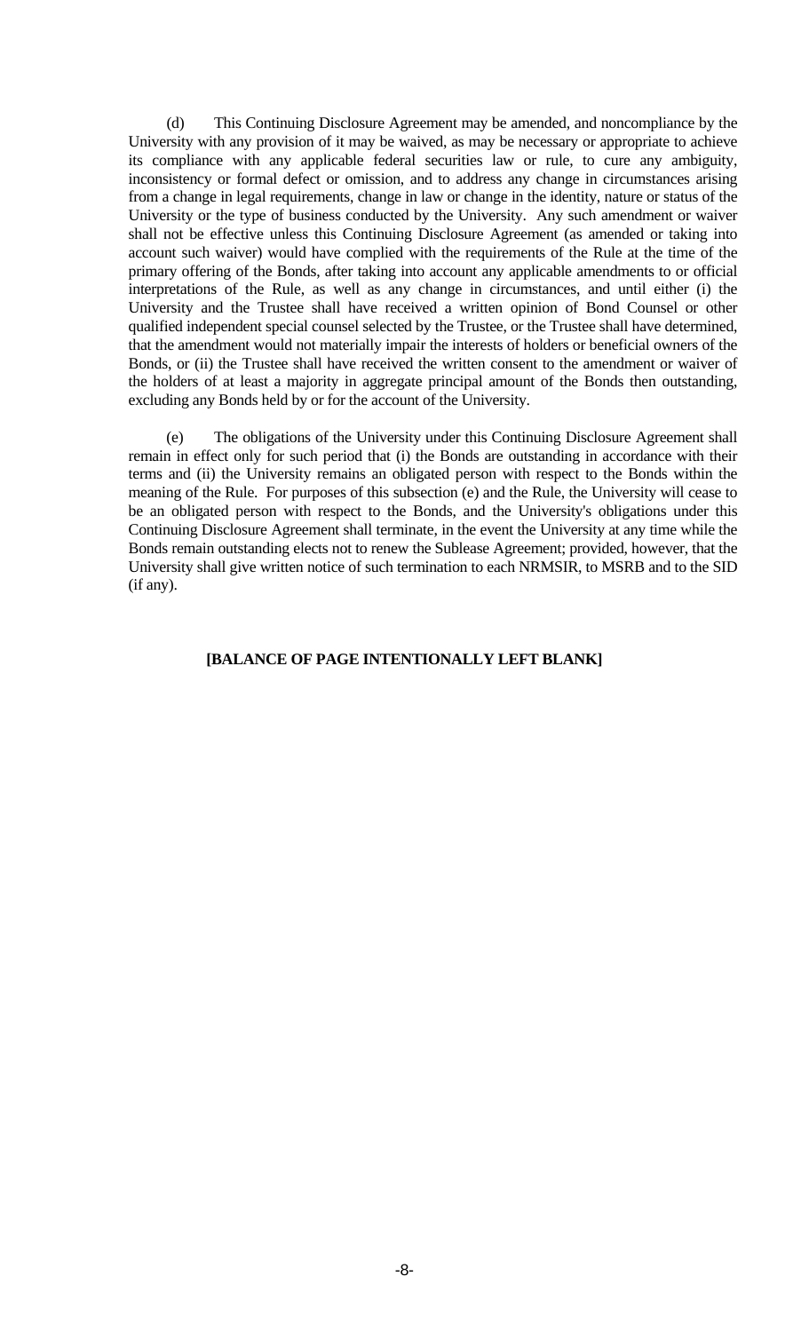(d) This Continuing Disclosure Agreement may be amended, and noncompliance by the University with any provision of it may be waived, as may be necessary or appropriate to achieve its compliance with any applicable federal securities law or rule, to cure any ambiguity, inconsistency or formal defect or omission, and to address any change in circumstances arising from a change in legal requirements, change in law or change in the identity, nature or status of the University or the type of business conducted by the University. Any such amendment or waiver shall not be effective unless this Continuing Disclosure Agreement (as amended or taking into account such waiver) would have complied with the requirements of the Rule at the time of the primary offering of the Bonds, after taking into account any applicable amendments to or official interpretations of the Rule, as well as any change in circumstances, and until either (i) the University and the Trustee shall have received a written opinion of Bond Counsel or other qualified independent special counsel selected by the Trustee, or the Trustee shall have determined, that the amendment would not materially impair the interests of holders or beneficial owners of the Bonds, or (ii) the Trustee shall have received the written consent to the amendment or waiver of the holders of at least a majority in aggregate principal amount of the Bonds then outstanding, excluding any Bonds held by or for the account of the University.

(e) The obligations of the University under this Continuing Disclosure Agreement shall remain in effect only for such period that (i) the Bonds are outstanding in accordance with their terms and (ii) the University remains an obligated person with respect to the Bonds within the meaning of the Rule. For purposes of this subsection (e) and the Rule, the University will cease to be an obligated person with respect to the Bonds, and the University's obligations under this Continuing Disclosure Agreement shall terminate, in the event the University at any time while the Bonds remain outstanding elects not to renew the Sublease Agreement; provided, however, that the University shall give written notice of such termination to each NRMSIR, to MSRB and to the SID (if any).

**[BALANCE OF PAGE INTENTIONALLY LEFT BLANK]**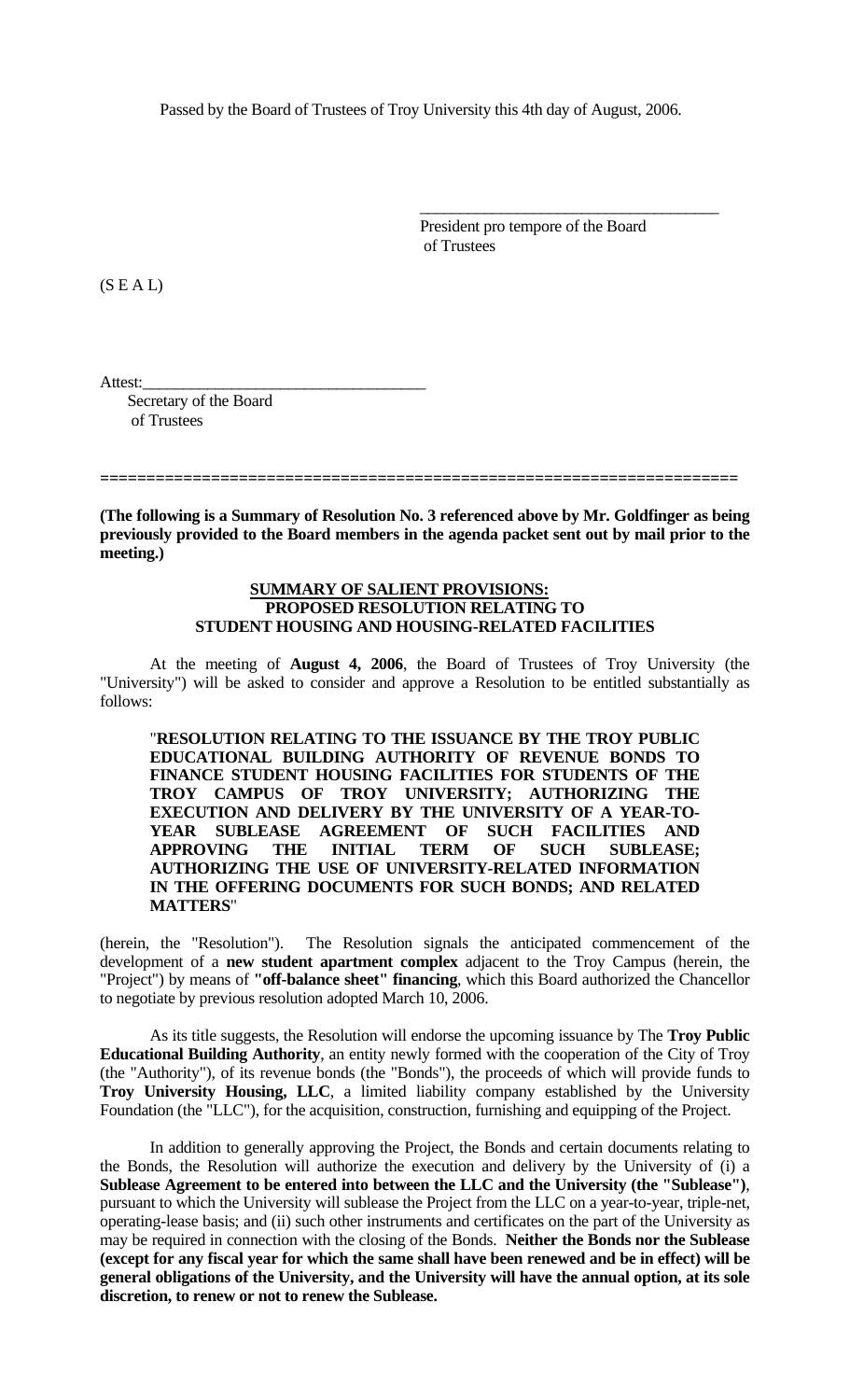Passed by the Board of Trustees of Troy University this 4th day of August, 2006.

\_\_\_\_\_\_\_\_\_\_\_\_\_\_\_\_\_\_\_\_\_\_\_\_\_\_\_\_\_\_\_\_\_\_\_\_\_
President pro tempore of the Board
of Trustees

(S E A L)

Attest:\_\_\_\_\_\_\_\_\_\_\_\_\_\_\_\_\_\_\_\_\_\_\_\_\_\_\_\_\_\_\_\_\_\_\_
Secretary of the Board
of Trustees

==================================================================

**(The following is a Summary of Resolution No. 3 referenced above by Mr. Goldfinger as being previously provided to the Board members in the agenda packet sent out by mail prior to the meeting.)**

**SUMMARY OF SALIENT PROVISIONS:**
**PROPOSED RESOLUTION RELATING TO**
**STUDENT HOUSING AND HOUSING-RELATED FACILITIES**

At the meeting of **August 4, 2006**, the Board of Trustees of Troy University (the "University") will be asked to consider and approve a Resolution to be entitled substantially as follows:

"**RESOLUTION RELATING TO THE ISSUANCE BY THE TROY PUBLIC EDUCATIONAL BUILDING AUTHORITY OF REVENUE BONDS TO FINANCE STUDENT HOUSING FACILITIES FOR STUDENTS OF THE TROY CAMPUS OF TROY UNIVERSITY; AUTHORIZING THE EXECUTION AND DELIVERY BY THE UNIVERSITY OF A YEAR-TO-YEAR SUBLEASE AGREEMENT OF SUCH FACILITIES AND APPROVING THE INITIAL TERM OF SUCH SUBLEASE; AUTHORIZING THE USE OF UNIVERSITY-RELATED INFORMATION IN THE OFFERING DOCUMENTS FOR SUCH BONDS; AND RELATED MATTERS**"

(herein, the "Resolution"). The Resolution signals the anticipated commencement of the development of a **new student apartment complex** adjacent to the Troy Campus (herein, the "Project") by means of **"off-balance sheet" financing**, which this Board authorized the Chancellor to negotiate by previous resolution adopted March 10, 2006.

As its title suggests, the Resolution will endorse the upcoming issuance by The **Troy Public Educational Building Authority**, an entity newly formed with the cooperation of the City of Troy (the "Authority"), of its revenue bonds (the "Bonds"), the proceeds of which will provide funds to **Troy University Housing, LLC**, a limited liability company established by the University Foundation (the "LLC"), for the acquisition, construction, furnishing and equipping of the Project.

In addition to generally approving the Project, the Bonds and certain documents relating to the Bonds, the Resolution will authorize the execution and delivery by the University of (i) a **Sublease Agreement to be entered into between the LLC and the University (the "Sublease")**, pursuant to which the University will sublease the Project from the LLC on a year-to-year, triple-net, operating-lease basis; and (ii) such other instruments and certificates on the part of the University as may be required in connection with the closing of the Bonds. **Neither the Bonds nor the Sublease (except for any fiscal year for which the same shall have been renewed and be in effect) will be general obligations of the University, and the University will have the annual option, at its sole discretion, to renew or not to renew the Sublease.**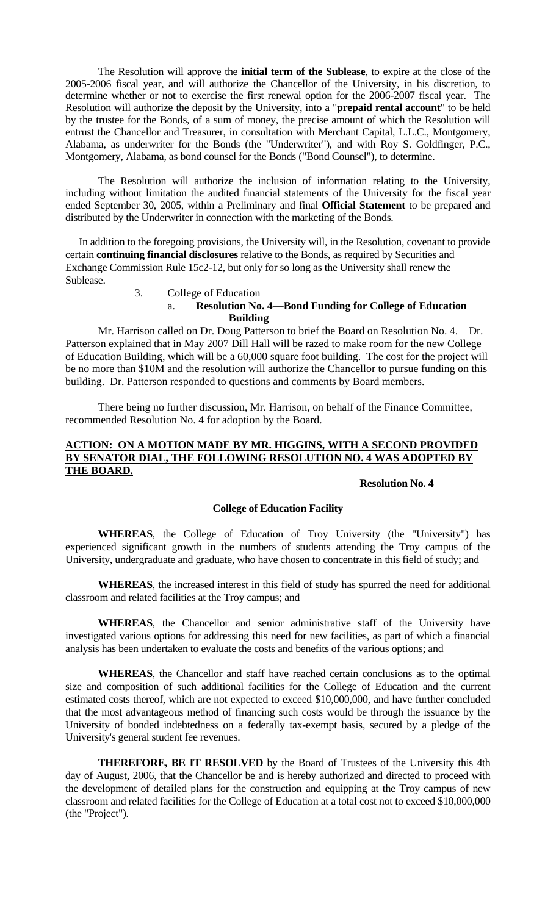The Resolution will approve the **initial term of the Sublease**, to expire at the close of the 2005-2006 fiscal year, and will authorize the Chancellor of the University, in his discretion, to determine whether or not to exercise the first renewal option for the 2006-2007 fiscal year. The Resolution will authorize the deposit by the University, into a "**prepaid rental account**" to be held by the trustee for the Bonds, of a sum of money, the precise amount of which the Resolution will entrust the Chancellor and Treasurer, in consultation with Merchant Capital, L.L.C., Montgomery, Alabama, as underwriter for the Bonds (the "Underwriter"), and with Roy S. Goldfinger, P.C., Montgomery, Alabama, as bond counsel for the Bonds ("Bond Counsel"), to determine.

The Resolution will authorize the inclusion of information relating to the University, including without limitation the audited financial statements of the University for the fiscal year ended September 30, 2005, within a Preliminary and final **Official Statement** to be prepared and distributed by the Underwriter in connection with the marketing of the Bonds.

In addition to the foregoing provisions, the University will, in the Resolution, covenant to provide certain **continuing financial disclosures** relative to the Bonds, as required by Securities and Exchange Commission Rule 15c2-12, but only for so long as the University shall renew the Sublease.

3. College of Education

a. **Resolution No. 4—Bond Funding for College of Education Building**

Mr. Harrison called on Dr. Doug Patterson to brief the Board on Resolution No. 4. Dr. Patterson explained that in May 2007 Dill Hall will be razed to make room for the new College of Education Building, which will be a 60,000 square foot building. The cost for the project will be no more than $10M and the resolution will authorize the Chancellor to pursue funding on this building. Dr. Patterson responded to questions and comments by Board members.

There being no further discussion, Mr. Harrison, on behalf of the Finance Committee, recommended Resolution No. 4 for adoption by the Board.

**ACTION: ON A MOTION MADE BY MR. HIGGINS, WITH A SECOND PROVIDED BY SENATOR DIAL, THE FOLLOWING RESOLUTION NO. 4 WAS ADOPTED BY THE BOARD.**

**Resolution No. 4**

**College of Education Facility**

**WHEREAS**, the College of Education of Troy University (the "University") has experienced significant growth in the numbers of students attending the Troy campus of the University, undergraduate and graduate, who have chosen to concentrate in this field of study; and

**WHEREAS**, the increased interest in this field of study has spurred the need for additional classroom and related facilities at the Troy campus; and

**WHEREAS**, the Chancellor and senior administrative staff of the University have investigated various options for addressing this need for new facilities, as part of which a financial analysis has been undertaken to evaluate the costs and benefits of the various options; and

**WHEREAS**, the Chancellor and staff have reached certain conclusions as to the optimal size and composition of such additional facilities for the College of Education and the current estimated costs thereof, which are not expected to exceed $10,000,000, and have further concluded that the most advantageous method of financing such costs would be through the issuance by the University of bonded indebtedness on a federally tax-exempt basis, secured by a pledge of the University's general student fee revenues.

**THEREFORE, BE IT RESOLVED** by the Board of Trustees of the University this 4th day of August, 2006, that the Chancellor be and is hereby authorized and directed to proceed with the development of detailed plans for the construction and equipping at the Troy campus of new classroom and related facilities for the College of Education at a total cost not to exceed $10,000,000 (the "Project").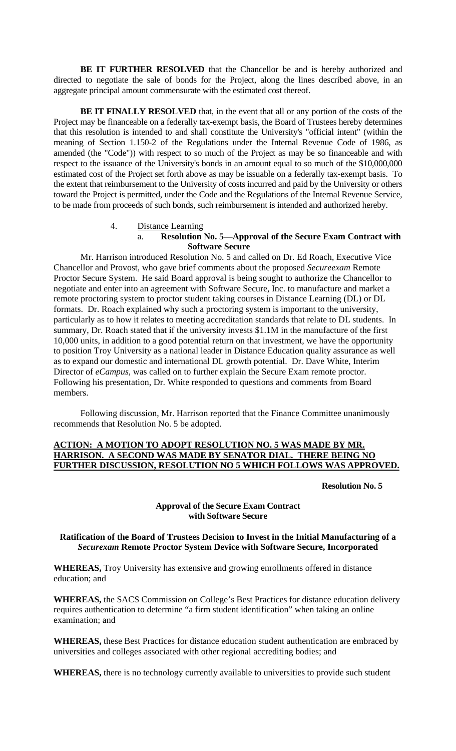**BE IT FURTHER RESOLVED** that the Chancellor be and is hereby authorized and directed to negotiate the sale of bonds for the Project, along the lines described above, in an aggregate principal amount commensurate with the estimated cost thereof.

**BE IT FINALLY RESOLVED** that, in the event that all or any portion of the costs of the Project may be financeable on a federally tax-exempt basis, the Board of Trustees hereby determines that this resolution is intended to and shall constitute the University's "official intent" (within the meaning of Section 1.150-2 of the Regulations under the Internal Revenue Code of 1986, as amended (the "Code")) with respect to so much of the Project as may be so financeable and with respect to the issuance of the University's bonds in an amount equal to so much of the $10,000,000 estimated cost of the Project set forth above as may be issuable on a federally tax-exempt basis. To the extent that reimbursement to the University of costs incurred and paid by the University or others toward the Project is permitted, under the Code and the Regulations of the Internal Revenue Service, to be made from proceeds of such bonds, such reimbursement is intended and authorized hereby.

4. Distance Learning
   a. **Resolution No. 5—Approval of the Secure Exam Contract with Software Secure**

Mr. Harrison introduced Resolution No. 5 and called on Dr. Ed Roach, Executive Vice Chancellor and Provost, who gave brief comments about the proposed *Secureexam* Remote Proctor Secure System. He said Board approval is being sought to authorize the Chancellor to negotiate and enter into an agreement with Software Secure, Inc. to manufacture and market a remote proctoring system to proctor student taking courses in Distance Learning (DL) or DL formats. Dr. Roach explained why such a proctoring system is important to the university, particularly as to how it relates to meeting accreditation standards that relate to DL students. In summary, Dr. Roach stated that if the university invests $1.1M in the manufacture of the first 10,000 units, in addition to a good potential return on that investment, we have the opportunity to position Troy University as a national leader in Distance Education quality assurance as well as to expand our domestic and international DL growth potential. Dr. Dave White, Interim Director of *eCampus,* was called on to further explain the Secure Exam remote proctor. Following his presentation, Dr. White responded to questions and comments from Board members.

Following discussion, Mr. Harrison reported that the Finance Committee unanimously recommends that Resolution No. 5 be adopted.

**ACTION: A MOTION TO ADOPT RESOLUTION NO. 5 WAS MADE BY MR. HARRISON. A SECOND WAS MADE BY SENATOR DIAL. THERE BEING NO FURTHER DISCUSSION, RESOLUTION NO 5 WHICH FOLLOWS WAS APPROVED.**

**Resolution No. 5**

**Approval of the Secure Exam Contract with Software Secure**

**Ratification of the Board of Trustees Decision to Invest in the Initial Manufacturing of a *Securexam* Remote Proctor System Device with Software Secure, Incorporated**

**WHEREAS,** Troy University has extensive and growing enrollments offered in distance education; and

**WHEREAS,** the SACS Commission on College's Best Practices for distance education delivery requires authentication to determine "a firm student identification" when taking an online examination; and

**WHEREAS,** these Best Practices for distance education student authentication are embraced by universities and colleges associated with other regional accrediting bodies; and

**WHEREAS,** there is no technology currently available to universities to provide such student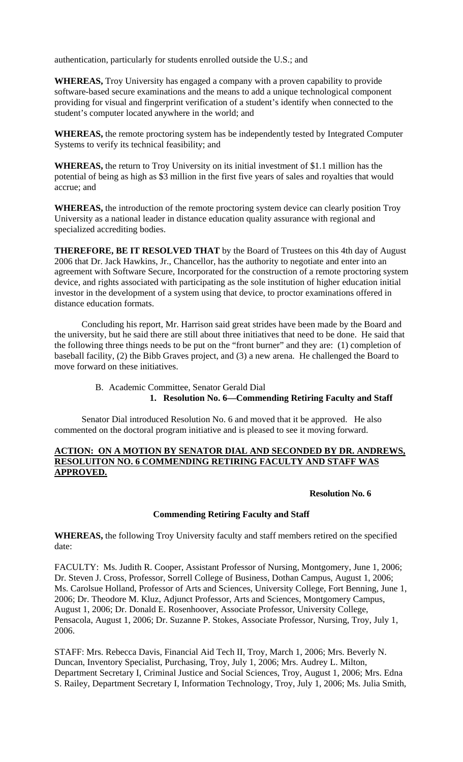authentication, particularly for students enrolled outside the U.S.; and

**WHEREAS,** Troy University has engaged a company with a proven capability to provide software-based secure examinations and the means to add a unique technological component providing for visual and fingerprint verification of a student's identify when connected to the student's computer located anywhere in the world; and

**WHEREAS,** the remote proctoring system has be independently tested by Integrated Computer Systems to verify its technical feasibility; and

**WHEREAS,** the return to Troy University on its initial investment of $1.1 million has the potential of being as high as $3 million in the first five years of sales and royalties that would accrue; and

**WHEREAS,** the introduction of the remote proctoring system device can clearly position Troy University as a national leader in distance education quality assurance with regional and specialized accrediting bodies.

**THEREFORE, BE IT RESOLVED THAT** by the Board of Trustees on this 4th day of August 2006 that Dr. Jack Hawkins, Jr., Chancellor, has the authority to negotiate and enter into an agreement with Software Secure, Incorporated for the construction of a remote proctoring system device, and rights associated with participating as the sole institution of higher education initial investor in the development of a system using that device, to proctor examinations offered in distance education formats.

Concluding his report, Mr. Harrison said great strides have been made by the Board and the university, but he said there are still about three initiatives that need to be done. He said that the following three things needs to be put on the "front burner" and they are: (1) completion of baseball facility, (2) the Bibb Graves project, and (3) a new arena. He challenged the Board to move forward on these initiatives.

B. Academic Committee, Senator Gerald Dial

**1. Resolution No. 6—Commending Retiring Faculty and Staff**

Senator Dial introduced Resolution No. 6 and moved that it be approved. He also commented on the doctoral program initiative and is pleased to see it moving forward.

**ACTION: ON A MOTION BY SENATOR DIAL AND SECONDED BY DR. ANDREWS, RESOLUITON NO. 6 COMMENDING RETIRING FACULTY AND STAFF WAS APPROVED.**

**Resolution No. 6**

**Commending Retiring Faculty and Staff**

**WHEREAS,** the following Troy University faculty and staff members retired on the specified date:

FACULTY: Ms. Judith R. Cooper, Assistant Professor of Nursing, Montgomery, June 1, 2006; Dr. Steven J. Cross, Professor, Sorrell College of Business, Dothan Campus, August 1, 2006; Ms. Carolsue Holland, Professor of Arts and Sciences, University College, Fort Benning, June 1, 2006; Dr. Theodore M. Kluz, Adjunct Professor, Arts and Sciences, Montgomery Campus, August 1, 2006; Dr. Donald E. Rosenhoover, Associate Professor, University College, Pensacola, August 1, 2006; Dr. Suzanne P. Stokes, Associate Professor, Nursing, Troy, July 1, 2006.

STAFF: Mrs. Rebecca Davis, Financial Aid Tech II, Troy, March 1, 2006; Mrs. Beverly N. Duncan, Inventory Specialist, Purchasing, Troy, July 1, 2006; Mrs. Audrey L. Milton, Department Secretary I, Criminal Justice and Social Sciences, Troy, August 1, 2006; Mrs. Edna S. Railey, Department Secretary I, Information Technology, Troy, July 1, 2006; Ms. Julia Smith,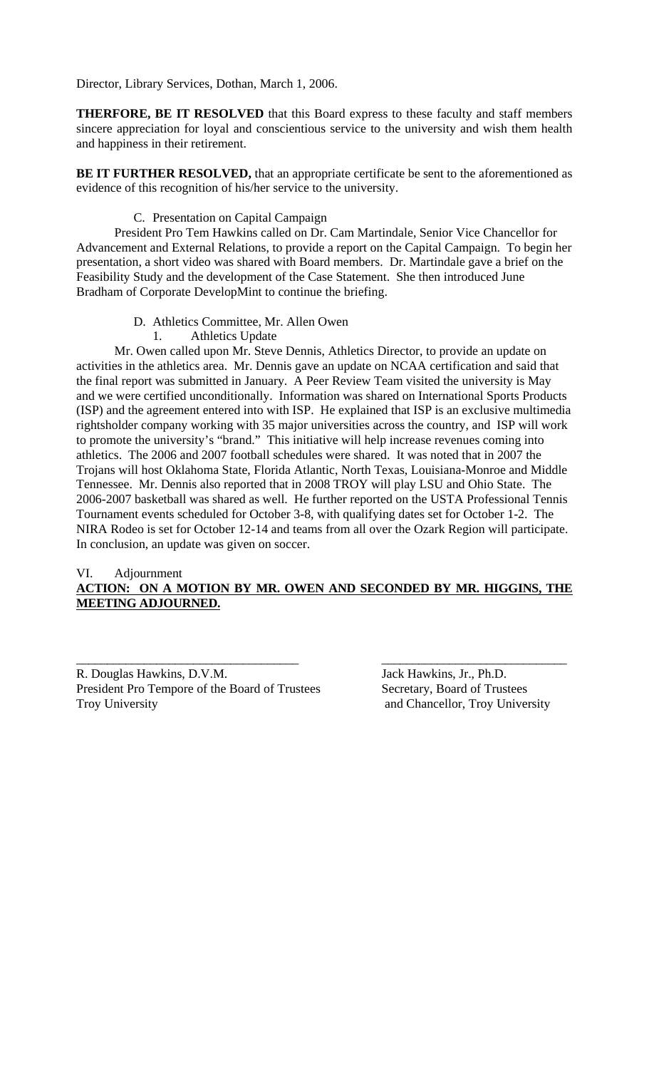Director, Library Services, Dothan, March 1, 2006.

**THERFORE, BE IT RESOLVED** that this Board express to these faculty and staff members sincere appreciation for loyal and conscientious service to the university and wish them health and happiness in their retirement.

**BE IT FURTHER RESOLVED,** that an appropriate certificate be sent to the aforementioned as evidence of this recognition of his/her service to the university.

C. Presentation on Capital Campaign

President Pro Tem Hawkins called on Dr. Cam Martindale, Senior Vice Chancellor for Advancement and External Relations, to provide a report on the Capital Campaign. To begin her presentation, a short video was shared with Board members. Dr. Martindale gave a brief on the Feasibility Study and the development of the Case Statement. She then introduced June Bradham of Corporate DevelopMint to continue the briefing.

D. Athletics Committee, Mr. Allen Owen

1. Athletics Update

Mr. Owen called upon Mr. Steve Dennis, Athletics Director, to provide an update on activities in the athletics area. Mr. Dennis gave an update on NCAA certification and said that the final report was submitted in January. A Peer Review Team visited the university is May and we were certified unconditionally. Information was shared on International Sports Products (ISP) and the agreement entered into with ISP. He explained that ISP is an exclusive multimedia rightsholder company working with 35 major universities across the country, and ISP will work to promote the university's "brand." This initiative will help increase revenues coming into athletics. The 2006 and 2007 football schedules were shared. It was noted that in 2007 the Trojans will host Oklahoma State, Florida Atlantic, North Texas, Louisiana-Monroe and Middle Tennessee. Mr. Dennis also reported that in 2008 TROY will play LSU and Ohio State. The 2006-2007 basketball was shared as well. He further reported on the USTA Professional Tennis Tournament events scheduled for October 3-8, with qualifying dates set for October 1-2. The NIRA Rodeo is set for October 12-14 and teams from all over the Ozark Region will participate. In conclusion, an update was given on soccer.

VI. Adjournment

**ACTION: ON A MOTION BY MR. OWEN AND SECONDED BY MR. HIGGINS, THE MEETING ADJOURNED.**

| | |
|---|---|
| \_\_\_\_\_\_\_\_\_\_\_\_\_\_\_\_\_\_\_\_\_\_\_\_\_\_\_\_\_\_ | \_\_\_\_\_\_\_\_\_\_\_\_\_\_\_\_\_\_\_\_\_\_\_\_\_\_\_\_\_\_ |
| R. Douglas Hawkins, D.V.M. | Jack Hawkins, Jr., Ph.D. |
| President Pro Tempore of the Board of Trustees | Secretary, Board of Trustees |
| Troy University | and Chancellor, Troy University |